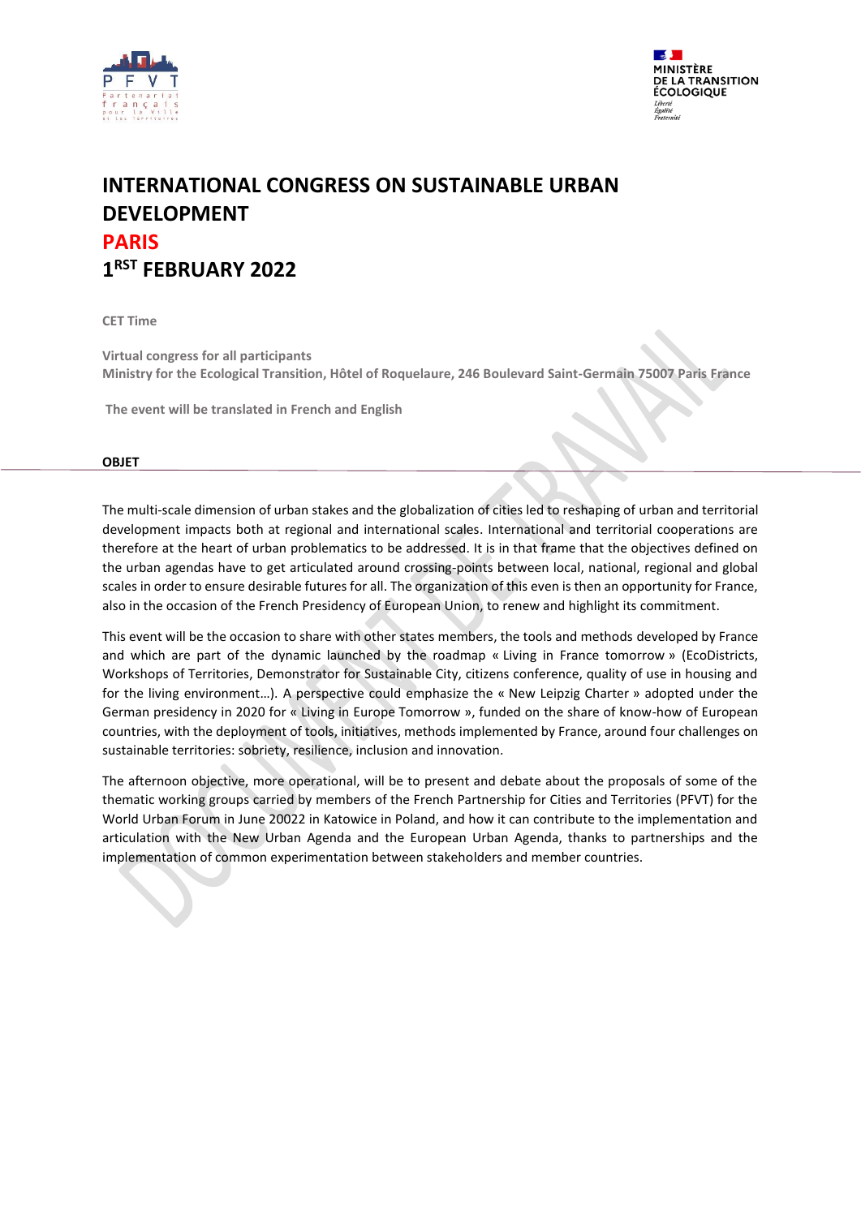# INTERNATIONAL CONGRESS ON SUSTAINABLE URBAN DEVELOPMENT

# PARIS

# 1RST FEBRUARY 2022

**CET Time**

**Virtual congress for all participants**
**Ministry for the Ecological Transition, Hôtel of Roquelaure, 246 Boulevard Saint-Germain 75007 Paris France**

**The event will be translated in French and English**

## OBJET

The multi-scale dimension of urban stakes and the globalization of cities led to reshaping of urban and territorial development impacts both at regional and international scales. International and territorial cooperations are therefore at the heart of urban problematics to be addressed. It is in that frame that the objectives defined on the urban agendas have to get articulated around crossing-points between local, national, regional and global scales in order to ensure desirable futures for all. The organization of this even is then an opportunity for France, also in the occasion of the French Presidency of European Union, to renew and highlight its commitment.

This event will be the occasion to share with other states members, the tools and methods developed by France and which are part of the dynamic launched by the roadmap « Living in France tomorrow » (EcoDistricts, Workshops of Territories, Demonstrator for Sustainable City, citizens conference, quality of use in housing and for the living environment…). A perspective could emphasize the « New Leipzig Charter » adopted under the German presidency in 2020 for « Living in Europe Tomorrow », funded on the share of know-how of European countries, with the deployment of tools, initiatives, methods implemented by France, around four challenges on sustainable territories: sobriety, resilience, inclusion and innovation.

The afternoon objective, more operational, will be to present and debate about the proposals of some of the thematic working groups carried by members of the French Partnership for Cities and Territories (PFVT) for the World Urban Forum in June 20022 in Katowice in Poland, and how it can contribute to the implementation and articulation with the New Urban Agenda and the European Urban Agenda, thanks to partnerships and the implementation of common experimentation between stakeholders and member countries.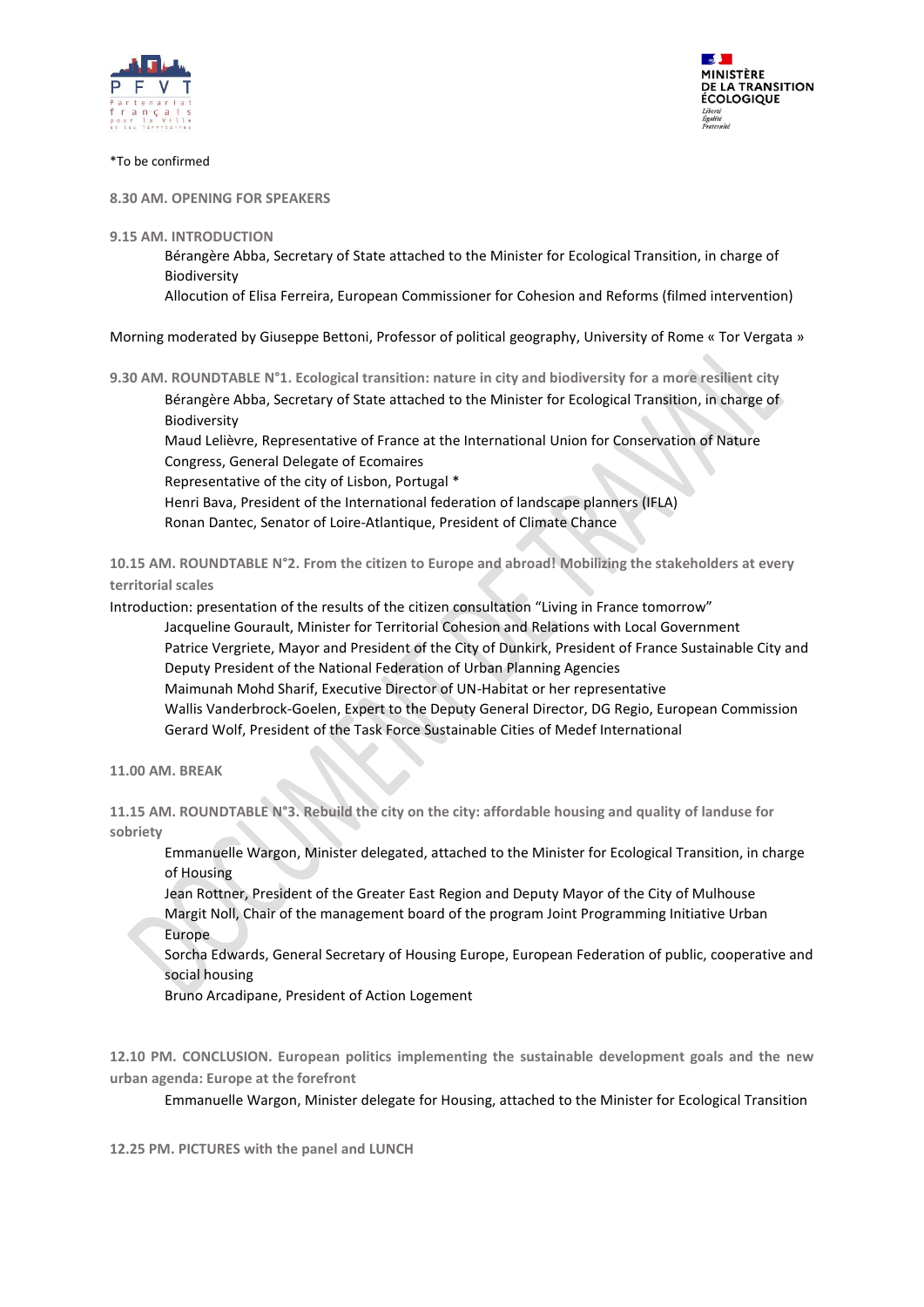*To be confirmed

**8.30 AM. OPENING FOR SPEAKERS**

**9.15 AM. INTRODUCTION**

Bérangère Abba, Secretary of State attached to the Minister for Ecological Transition, in charge of Biodiversity

Allocution of Elisa Ferreira, European Commissioner for Cohesion and Reforms (filmed intervention)

Morning moderated by Giuseppe Bettoni, Professor of political geography, University of Rome « Tor Vergata »

**9.30 AM. ROUNDTABLE N°1. Ecological transition: nature in city and biodiversity for a more resilient city**

Bérangère Abba, Secretary of State attached to the Minister for Ecological Transition, in charge of Biodiversity

Maud Lelièvre, Representative of France at the International Union for Conservation of Nature Congress, General Delegate of Ecomaires

Representative of the city of Lisbon, Portugal *

Henri Bava, President of the International federation of landscape planners (IFLA)

Ronan Dantec, Senator of Loire-Atlantique, President of Climate Chance

**10.15 AM. ROUNDTABLE N°2. From the citizen to Europe and abroad! Mobilizing the stakeholders at every territorial scales**

Introduction: presentation of the results of the citizen consultation “Living in France tomorrow”

Jacqueline Gourault, Minister for Territorial Cohesion and Relations with Local Government

Patrice Vergriete, Mayor and President of the City of Dunkirk, President of France Sustainable City and Deputy President of the National Federation of Urban Planning Agencies

Maimunah Mohd Sharif, Executive Director of UN-Habitat or her representative

Wallis Vanderbrock-Goelen, Expert to the Deputy General Director, DG Regio, European Commission

Gerard Wolf, President of the Task Force Sustainable Cities of Medef International

**11.00 AM. BREAK**

**11.15 AM. ROUNDTABLE N°3. Rebuild the city on the city: affordable housing and quality of landuse for sobriety**

Emmanuelle Wargon, Minister delegated, attached to the Minister for Ecological Transition, in charge of Housing

Jean Rottner, President of the Greater East Region and Deputy Mayor of the City of Mulhouse

Margit Noll, Chair of the management board of the program Joint Programming Initiative Urban Europe

Sorcha Edwards, General Secretary of Housing Europe, European Federation of public, cooperative and social housing

Bruno Arcadipane, President of Action Logement

**12.10 PM. CONCLUSION. European politics implementing the sustainable development goals and the new urban agenda: Europe at the forefront**

Emmanuelle Wargon, Minister delegate for Housing, attached to the Minister for Ecological Transition

**12.25 PM. PICTURES with the panel and LUNCH**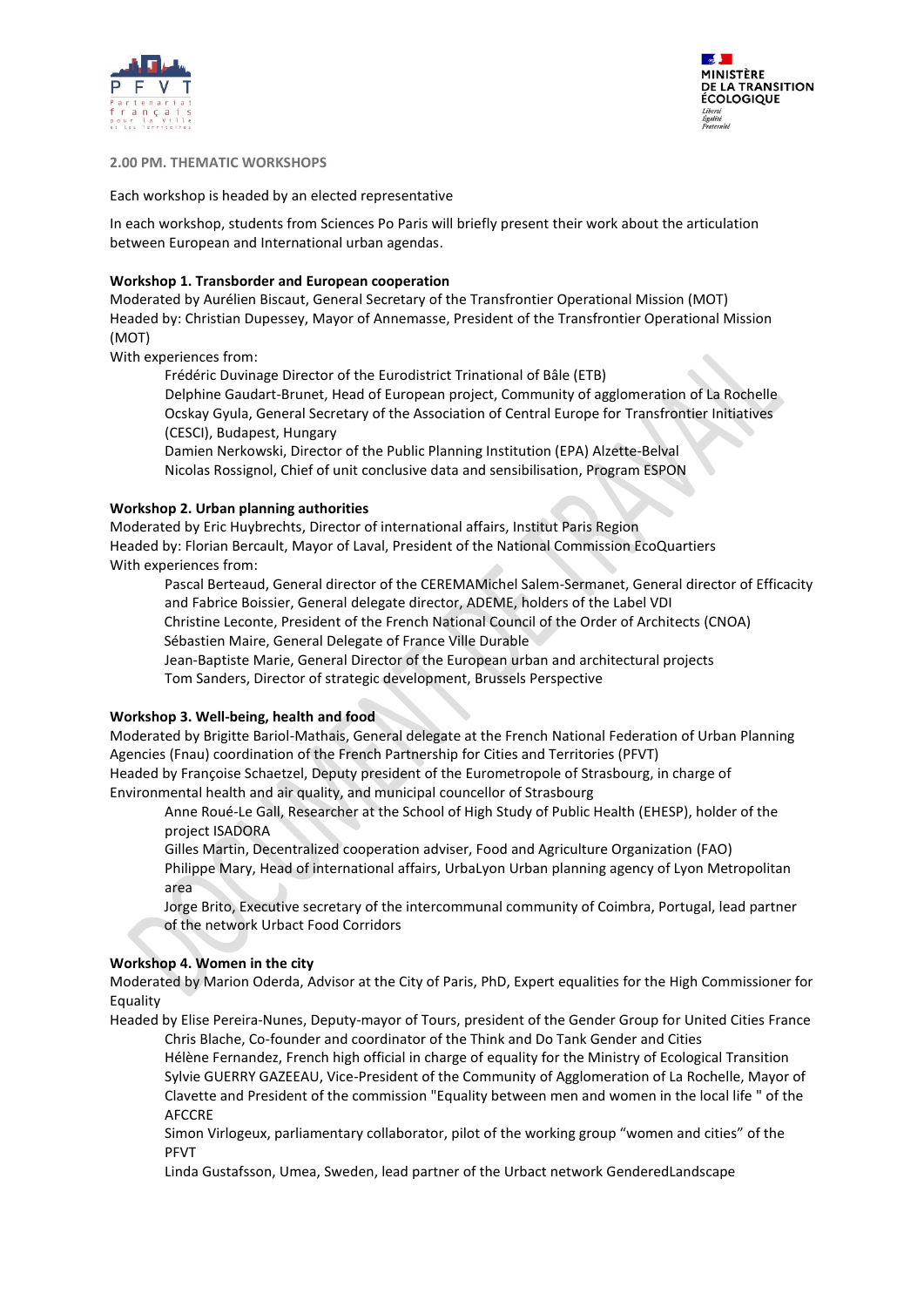**2.00 PM. THEMATIC WORKSHOPS**

Each workshop is headed by an elected representative

In each workshop, students from Sciences Po Paris will briefly present their work about the articulation between European and International urban agendas.

**Workshop 1. Transborder and European cooperation**

Moderated by Aurélien Biscaut, General Secretary of the Transfrontier Operational Mission (MOT)
Headed by: Christian Dupessey, Mayor of Annemasse, President of the Transfrontier Operational Mission (MOT)
With experiences from:

- Frédéric Duvinage Director of the Eurodistrict Trinational of Bâle (ETB)
- Delphine Gaudart-Brunet, Head of European project, Community of agglomeration of La Rochelle
- Ocskay Gyula, General Secretary of the Association of Central Europe for Transfrontier Initiatives (CESCI), Budapest, Hungary
- Damien Nerkowski, Director of the Public Planning Institution (EPA) Alzette-Belval
- Nicolas Rossignol, Chief of unit conclusive data and sensibilisation, Program ESPON

**Workshop 2. Urban planning authorities**

Moderated by Eric Huybrechts, Director of international affairs, Institut Paris Region
Headed by: Florian Bercault, Mayor of Laval, President of the National Commission EcoQuartiers
With experiences from:

- Pascal Berteaud, General director of the CEREMAMichel Salem-Sermanet, General director of Efficacity and Fabrice Boissier, General delegate director, ADEME, holders of the Label VDI
- Christine Leconte, President of the French National Council of the Order of Architects (CNOA)
- Sébastien Maire, General Delegate of France Ville Durable
- Jean-Baptiste Marie, General Director of the European urban and architectural projects
- Tom Sanders, Director of strategic development, Brussels Perspective

**Workshop 3. Well-being, health and food**

Moderated by Brigitte Bariol-Mathais, General delegate at the French National Federation of Urban Planning Agencies (Fnau) coordination of the French Partnership for Cities and Territories (PFVT)
Headed by Françoise Schaetzel, Deputy president of the Eurometropole of Strasbourg, in charge of Environmental health and air quality, and municipal councellor of Strasbourg

- Anne Roué-Le Gall, Researcher at the School of High Study of Public Health (EHESP), holder of the project ISADORA
- Gilles Martin, Decentralized cooperation adviser, Food and Agriculture Organization (FAO)
- Philippe Mary, Head of international affairs, UrbaLyon Urban planning agency of Lyon Metropolitan area
- Jorge Brito, Executive secretary of the intercommunal community of Coimbra, Portugal, lead partner of the network Urbact Food Corridors

**Workshop 4. Women in the city**

Moderated by Marion Oderda, Advisor at the City of Paris, PhD, Expert equalities for the High Commissioner for Equality
Headed by Elise Pereira-Nunes, Deputy-mayor of Tours, president of the Gender Group for United Cities France

- Chris Blache, Co-founder and coordinator of the Think and Do Tank Gender and Cities
- Hélène Fernandez, French high official in charge of equality for the Ministry of Ecological Transition
- Sylvie GUERRY GAZEEAU, Vice-President of the Community of Agglomeration of La Rochelle, Mayor of Clavette and President of the commission "Equality between men and women in the local life " of the AFCCRE
- Simon Virlogeux, parliamentary collaborator, pilot of the working group “women and cities” of the PFVT
- Linda Gustafsson, Umea, Sweden, lead partner of the Urbact network GenderedLandscape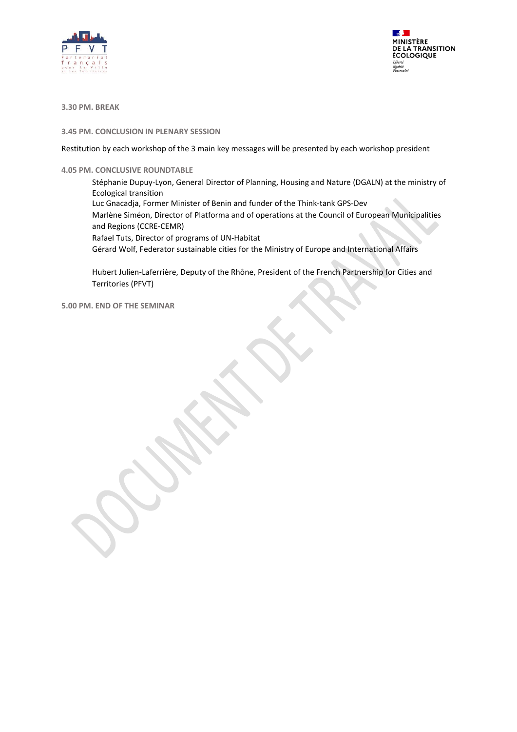**3.30 PM. BREAK**

**3.45 PM. CONCLUSION IN PLENARY SESSION**

Restitution by each workshop of the 3 main key messages will be presented by each workshop president

**4.05 PM. CONCLUSIVE ROUNDTABLE**

Stéphanie Dupuy-Lyon, General Director of Planning, Housing and Nature (DGALN) at the ministry of Ecological transition
Luc Gnacadja, Former Minister of Benin and funder of the Think-tank GPS-Dev
Marlène Siméon, Director of Platforma and of operations at the Council of European Municipalities and Regions (CCRE-CEMR)
Rafael Tuts, Director of programs of UN-Habitat
Gérard Wolf, Federator sustainable cities for the Ministry of Europe and International Affairs

Hubert Julien-Laferrière, Deputy of the Rhône, President of the French Partnership for Cities and Territories (PFVT)

**5.00 PM. END OF THE SEMINAR**